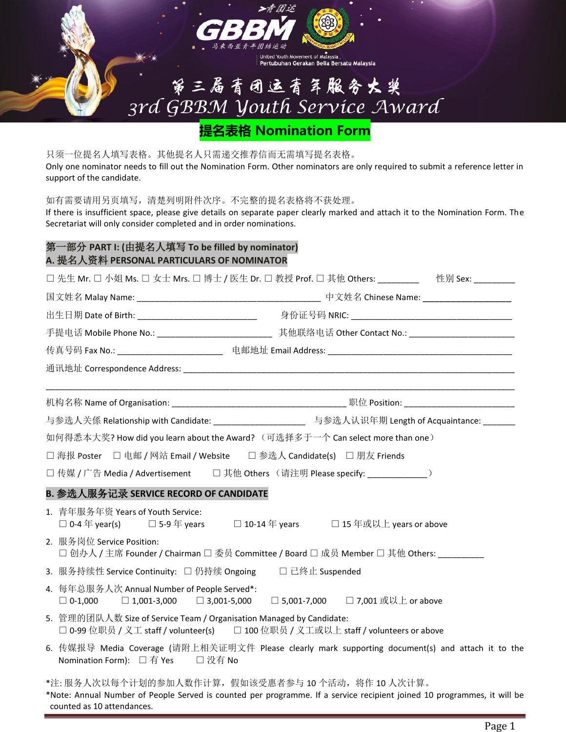>青团运 GBBM 马来西亚青年团结运动

United Youth Movement of Malaysia
Pertubuhan Gerakan Bella Bersatu Malaysia

# 第三届青团运青年服务大奖
# 3rd GBBM Youth Service Award

## 提名表格 Nomination Form

只须一位提名人填写表格。其他提名人只需递交推荐信而无需填写提名表格。
Only one nominator needs to fill out the Nomination Form. Other nominators are only required to submit a reference letter in support of the candidate.

如有需要请用另页填写，清楚列明附件次序。不完整的提名表格将不获处理。
If there is insufficient space, please give details on separate paper clearly marked and attach it to the Nomination Form. The Secretariat will only consider completed and in order nominations.

### 第一部分 PART I: (由提名人填写 To be filled by nominator)
### A. 提名人资料 PERSONAL PARTICULARS OF NOMINATOR

☐ 先生 Mr. ☐ 小姐 Ms. ☐ 女士 Mrs. ☐ 博士 / 医生 Dr. ☐ 教授 Prof. ☐ 其他 Others: ________ 性别 Sex: _________

国文姓名 Malay Name: ________________________________________ 中文姓名 Chinese Name: ___________________

出生日期 Date of Birth: __________________________ 身份证号码 NRIC: ___________________________________

手提电话 Mobile Phone No.: _________________________ 其他联络电话 Other Contact No.: ______________________

传真号码 Fax No.: _______________________ 电邮地址 Email Address: __________________________________________

通讯地址 Correspondence Address: _______________________________________________________________________

_____________________________________________________________________________________________________

机构名称 Name of Organisation: _____________________________________ 职位 Position: ________________________

与参选人关係 Relationship with Candidate: ____________________ 与参选人认识年期 Length of Acquaintance: _______

如何得悉本大奖? How did you learn about the Award? （可选择多于一个 Can select more than one）

☐ 海报 Poster ☐ 电邮 / 网站 Email / Website ☐ 参选人 Candidate(s) ☐ 朋友 Friends

☐ 传媒 / 广告 Media / Advertisement ☐ 其他 Others （请注明 Please specify: _____________）

### B. 参选人服务记录 SERVICE RECORD OF CANDIDATE

1. 青年服务年资 Years of Youth Service:
   ☐ 0-4 年 year(s) ☐ 5-9 年 years ☐ 10-14 年 years ☐ 15 年或以上 years or above
2. 服务岗位 Service Position:
   ☐ 创办人 / 主席 Founder / Chairman ☐ 委员 Committee / Board ☐ 成员 Member ☐ 其他 Others: __________
3. 服务持续性 Service Continuity: ☐ 仍持续 Ongoing ☐ 已终止 Suspended
4. 每年总服务人次 Annual Number of People Served*:
   ☐ 0-1,000 ☐ 1,001-3,000 ☐ 3,001-5,000 ☐ 5,001-7,000 ☐ 7,001 或以上 or above
5. 管理的团队人数 Size of Service Team / Organisation Managed by Candidate:
   ☐ 0-99 位职员 / 义工 staff / volunteer(s) ☐ 100 位职员 / 义工或以上 staff / volunteers or above
6. 传媒报导 Media Coverage (请附上相关证明文件 Please clearly mark supporting document(s) and attach it to the Nomination Form): ☐ 有 Yes ☐ 没有 No

*注: 服务人次以每个计划的参加人数作计算，假如该受惠者参与 10 个活动，将作 10 人次计算。
*Note: Annual Number of People Served is counted per programme. If a service recipient joined 10 programmes, it will be counted as 10 attendances.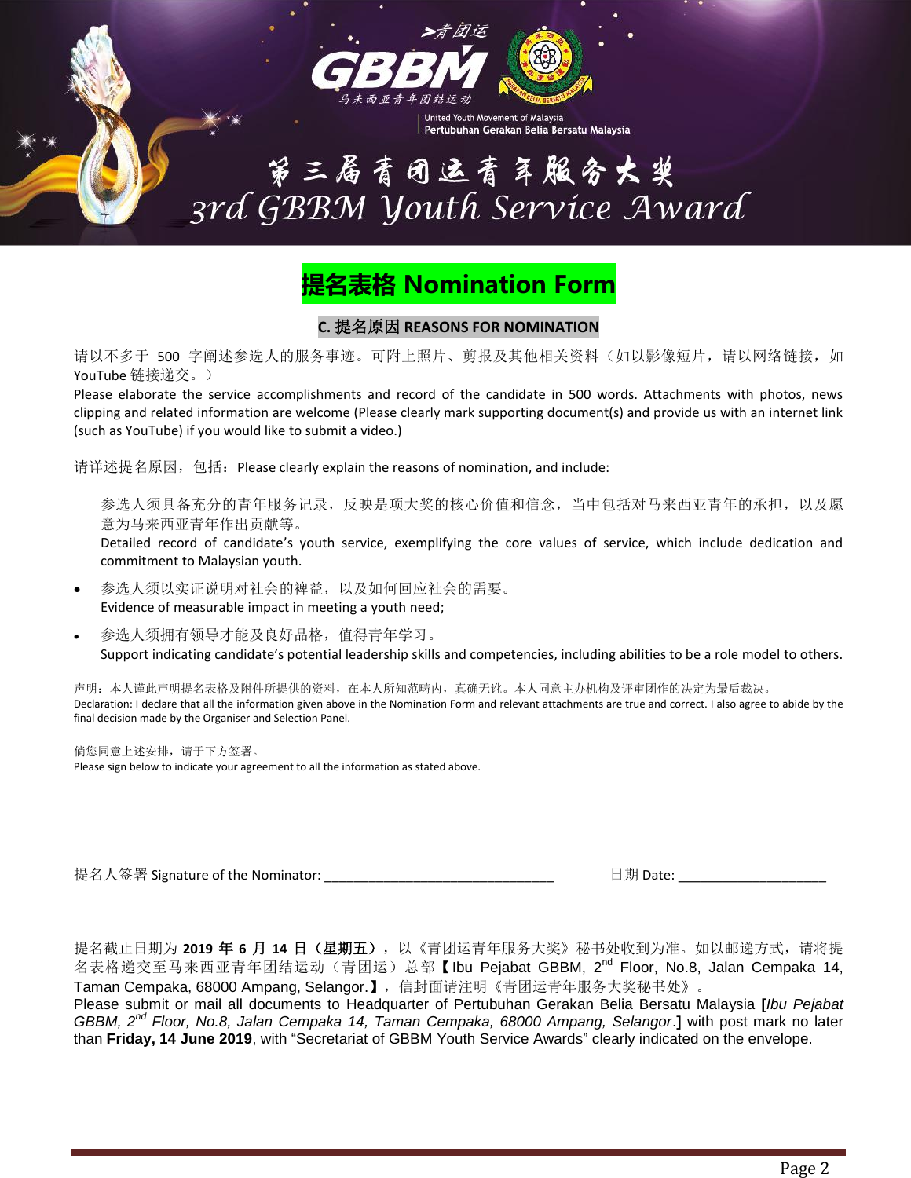>青团运

# GBBM

马来西亚青年团结运动

United Youth Movement of Malaysia
Pertubuhan Gerakan Belia Bersatu Malaysia

# 第三届青团运青年服务大奖
# 3rd GBBM Youth Service Award

## 提名表格 Nomination Form

### C. 提名原因 REASONS FOR NOMINATION

请以不多于 500 字阐述参选人的服务事迹。可附上照片、剪报及其他相关资料（如以影像短片，请以网络链接，如 YouTube 链接递交。）
Please elaborate the service accomplishments and record of the candidate in 500 words. Attachments with photos, news clipping and related information are welcome (Please clearly mark supporting document(s) and provide us with an internet link (such as YouTube) if you would like to submit a video.)

请详述提名原因，包括：Please clearly explain the reasons of nomination, and include:

- 参选人须具备充分的青年服务记录，反映是项大奖的核心价值和信念，当中包括对马来西亚青年的承担，以及愿意为马来西亚青年作出贡献等。
  Detailed record of candidate’s youth service, exemplifying the core values of service, which include dedication and commitment to Malaysian youth.
- 参选人须以实证说明对社会的裨益，以及如何回应社会的需要。
  Evidence of measurable impact in meeting a youth need;
- 参选人须拥有领导才能及良好品格，值得青年学习。
  Support indicating candidate’s potential leadership skills and competencies, including abilities to be a role model to others.

声明：本人谨此声明提名表格及附件所提供的资料，在本人所知范畴内，真确无讹。本人同意主办机构及评审团作的决定为最后裁决。
Declaration: I declare that all the information given above in the Nomination Form and relevant attachments are true and correct. I also agree to abide by the final decision made by the Organiser and Selection Panel.

倘您同意上述安排，请于下方签署。
Please sign below to indicate your agreement to all the information as stated above.

提名人签署 Signature of the Nominator: ________________________________ 日期 Date: ____________________

提名截止日期为 **2019 年 6 月 14 日（星期五）**，以《青团运青年服务大奖》秘书处收到为准。如以邮递方式，请将提名表格递交至马来西亚青年团结运动（青团运）总部【Ibu Pejabat GBBM, 2nd Floor, No.8, Jalan Cempaka 14, Taman Cempaka, 68000 Ampang, Selangor.】，信封面请注明《青团运青年服务大奖秘书处》。
Please submit or mail all documents to Headquarter of Pertubuhan Gerakan Belia Bersatu Malaysia **[***Ibu Pejabat GBBM, 2nd Floor, No.8, Jalan Cempaka 14, Taman Cempaka, 68000 Ampang, Selangor*.**]** with post mark no later than **Friday, 14 June 2019**, with “Secretariat of GBBM Youth Service Awards” clearly indicated on the envelope.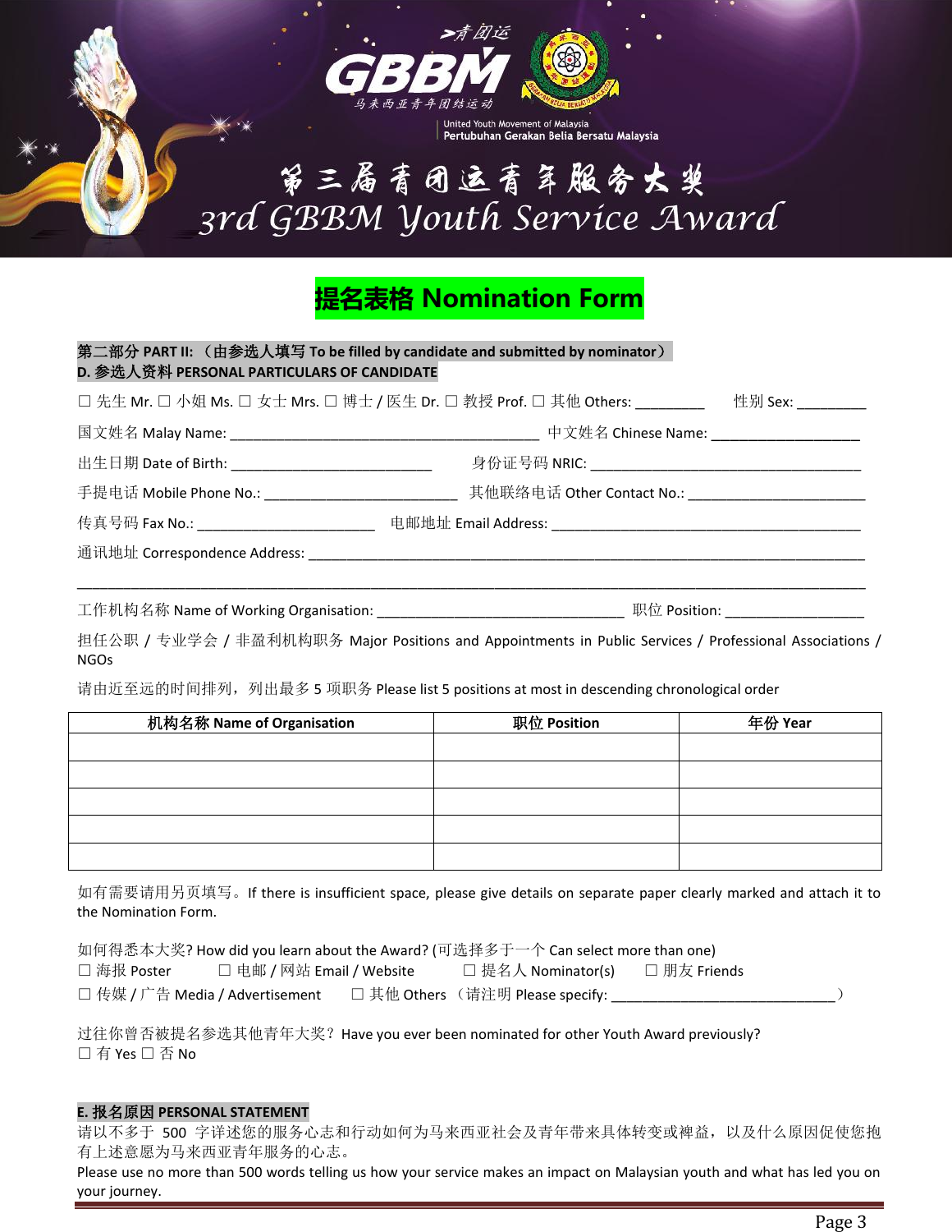>青团运

# GBBM

马来西亚青年团结运动

United Youth Movement of Malaysia
Pertubuhan Gerakan Belia Bersatu Malaysia

# 第三届青团运青年服务大奖
# 3rd GBBM Youth Service Award

## 提名表格 Nomination Form

**第二部分 PART II: （由参选人填写 To be filled by candidate and submitted by nominator）**

**D. 参选人资料 PERSONAL PARTICULARS OF CANDIDATE**

☐ 先生 Mr. ☐ 小姐 Ms. ☐ 女士 Mrs. ☐ 博士 / 医生 Dr. ☐ 教授 Prof. ☐ 其他 Others: _________ 性别 Sex: _________

国文姓名 Malay Name: ___________________________________________ 中文姓名 Chinese Name: ____________________

出生日期 Date of Birth: ___________________________ 身份证号码 NRIC: _____________________________________

手提电话 Mobile Phone No.: __________________________ 其他联络电话 Other Contact No.: ________________________

传真号码 Fax No.: ________________________ 电邮地址 Email Address: __________________________________________

通讯地址 Correspondence Address: _________________________________________________________________________

_____________________________________________________________________________________________________________

工作机构名称 Name of Working Organisation: _________________________________ 职位 Position: __________________

担任公职 / 专业学会 / 非盈利机构职务 Major Positions and Appointments in Public Services / Professional Associations / NGOs

请由近至远的时间排列，列出最多 5 项职务 Please list 5 positions at most in descending chronological order

| 机构名称 Name of Organisation | 职位 Position | 年份 Year |
|---|---|---|
| | | |
| | | |
| | | |
| | | |
| | | |

如有需要请用另页填写。If there is insufficient space, please give details on separate paper clearly marked and attach it to the Nomination Form.

如何得悉本大奖? How did you learn about the Award? (可选择多于一个 Can select more than one)

☐ 海报 Poster ☐ 电邮 / 网站 Email / Website ☐ 提名人 Nominator(s) ☐ 朋友 Friends

☐ 传媒 / 广告 Media / Advertisement ☐ 其他 Others （请注明 Please specify: ______________________________）

过往你曾否被提名参选其他青年大奖？Have you ever been nominated for other Youth Award previously?

☐ 有 Yes ☐ 否 No

**E. 报名原因 PERSONAL STATEMENT**

请以不多于 500 字详述您的服务心志和行动如何为马来西亚社会及青年带来具体转变或裨益，以及什么原因促使您抱有上述意愿为马来西亚青年服务的心志。

Please use no more than 500 words telling us how your service makes an impact on Malaysian youth and what has led you on your journey.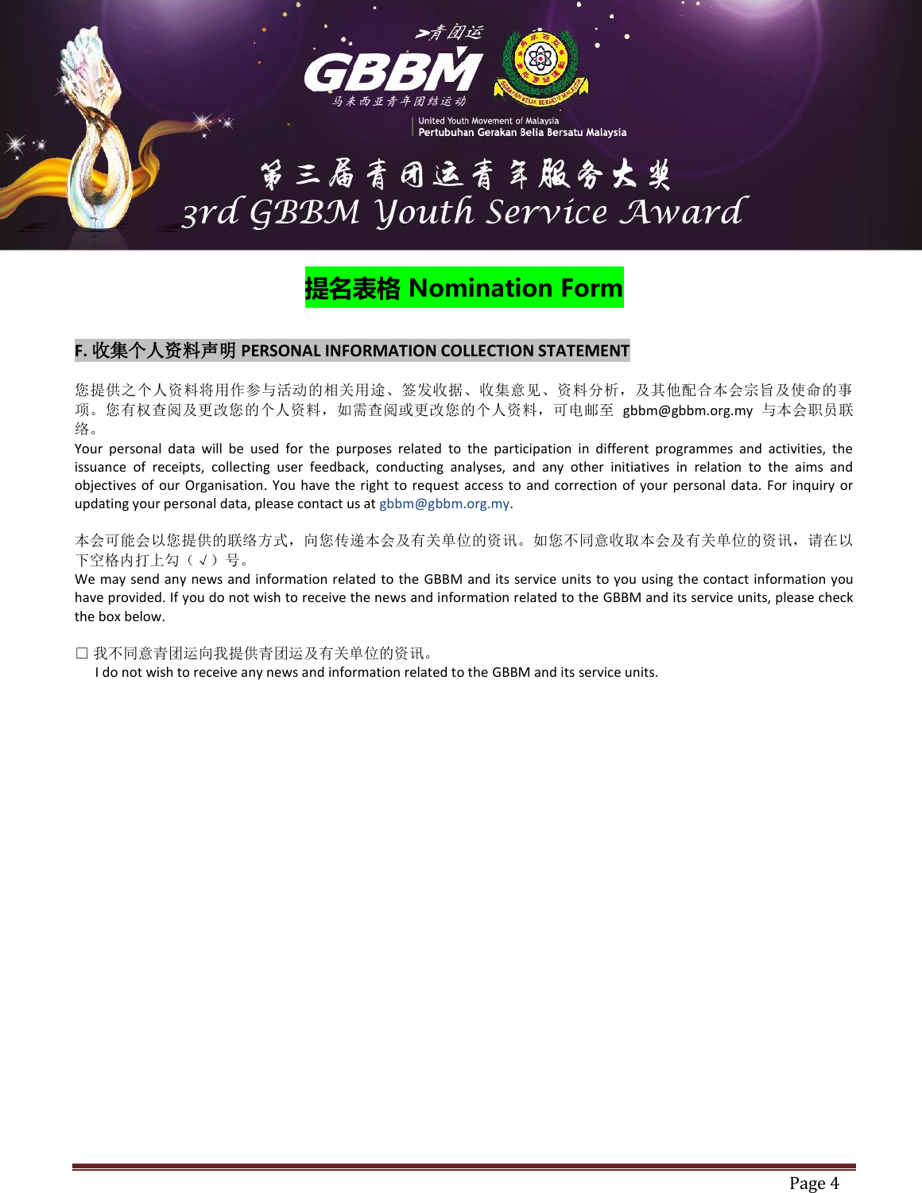# 第三届青团运青年服务大奖
# 3rd GBBM Youth Service Award

## 提名表格 Nomination Form

### F. 收集个人资料声明 PERSONAL INFORMATION COLLECTION STATEMENT

您提供之个人资料将用作参与活动的相关用途、签发收据、收集意见、资料分析，及其他配合本会宗旨及使命的事项。您有权查阅及更改您的个人资料，如需查阅或更改您的个人资料，可电邮至 gbbm@gbbm.org.my 与本会职员联络。

Your personal data will be used for the purposes related to the participation in different programmes and activities, the issuance of receipts, collecting user feedback, conducting analyses, and any other initiatives in relation to the aims and objectives of our Organisation. You have the right to request access to and correction of your personal data. For inquiry or updating your personal data, please contact us at gbbm@gbbm.org.my.

本会可能会以您提供的联络方式，向您传递本会及有关单位的资讯。如您不同意收取本会及有关单位的资讯，请在以下空格内打上勾（√）号。

We may send any news and information related to the GBBM and its service units to you using the contact information you have provided. If you do not wish to receive the news and information related to the GBBM and its service units, please check the box below.

☐ 我不同意青团运向我提供青团运及有关单位的资讯。
I do not wish to receive any news and information related to the GBBM and its service units.